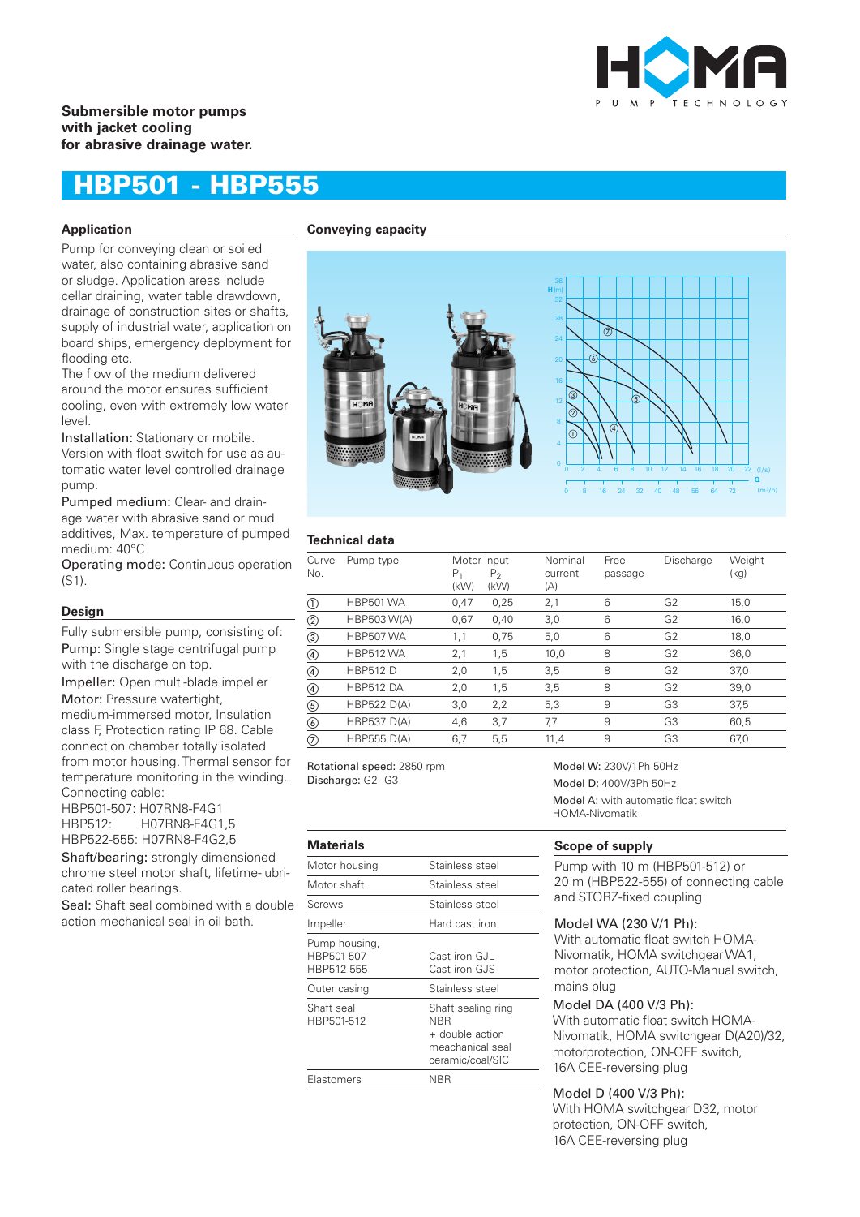**Submersible motor pumps with jacket cooling for abrasive drainage water.**

# HBP501 - HBP555

## Application

Pump for conveying clean or soiled water, also containing abrasive sand or sludge. Application areas include cellar draining, water table drawdown, drainage of construction sites or shafts, supply of industrial water, application on board ships, emergency deployment for flooding etc.
The flow of the medium delivered around the motor ensures sufficient cooling, even with extremely low water level.

Installation: Stationary or mobile. Version with float switch for use as automatic water level controlled drainage pump.

Pumped medium: Clear- and drainage water with abrasive sand or mud additives, Max. temperature of pumped medium: 40°C

Operating mode: Continuous operation (S1).

## Design

Fully submersible pump, consisting of:

Pump: Single stage centrifugal pump with the discharge on top.

Impeller: Open multi-blade impeller

Motor: Pressure watertight, medium-immersed motor, Insulation class F, Protection rating IP 68. Cable connection chamber totally isolated from motor housing. Thermal sensor for temperature monitoring in the winding.
Connecting cable:
HBP501-507: H07RN8-F4G1
HBP512: H07RN8-F4G1,5
HBP522-555: H07RN8-F4G2,5

Shaft/bearing: strongly dimensioned chrome steel motor shaft, lifetime-lubricated roller bearings.

Seal: Shaft seal combined with a double action mechanical seal in oil bath.

## Conveying capacity

## Technical data

| Curve No. | Pump type | Motor input $P_1$ (kW) | Motor input $P_2$ (kW) | Nominal current (A) | Free passage | Discharge | Weight (kg) |
|---|---|---|---|---|---|---|---|
| ① | HBP501 WA | 0,47 | 0,25 | 2,1 | 6 | G2 | 15,0 |
| ② | HBP503 W(A) | 0,67 | 0,40 | 3,0 | 6 | G2 | 16,0 |
| ③ | HBP507 WA | 1,1 | 0,75 | 5,0 | 6 | G2 | 18,0 |
| ④ | HBP512 WA | 2,1 | 1,5 | 10,0 | 8 | G2 | 36,0 |
| ④ | HBP512 D | 2,0 | 1,5 | 3,5 | 8 | G2 | 37,0 |
| ④ | HBP512 DA | 2,0 | 1,5 | 3,5 | 8 | G2 | 39,0 |
| ⑤ | HBP522 D(A) | 3,0 | 2,2 | 5,3 | 9 | G3 | 37,5 |
| ⑥ | HBP537 D(A) | 4,6 | 3,7 | 7,7 | 9 | G3 | 60,5 |
| ⑦ | HBP555 D(A) | 6,7 | 5,5 | 11,4 | 9 | G3 | 67,0 |

Rotational speed: 2850 rpm
Discharge: G2- G3

Model W: 230V/1Ph 50Hz
Model D: 400V/3Ph 50Hz
Model A: with automatic float switch HOMA-Nivomatik

## Materials

| | |
|---|---|
| Motor housing | Stainless steel |
| Motor shaft | Stainless steel |
| Screws | Stainless steel |
| Impeller | Hard cast iron |
| Pump housing, HBP501-507 HBP512-555 | Cast iron GJL Cast iron GJS |
| Outer casing | Stainless steel |
| Shaft seal HBP501-512 | Shaft sealing ring NBR + double action meachanical seal ceramic/coal/SIC |
| Elastomers | NBR |

## Scope of supply

Pump with 10 m (HBP501-512) or 20 m (HBP522-555) of connecting cable and STORZ-fixed coupling

Model WA (230 V/1 Ph):
With automatic float switch HOMA-Nivomatik, HOMA switchgear WA1, motor protection, AUTO-Manual switch, mains plug

Model DA (400 V/3 Ph):
With automatic float switch HOMA-Nivomatik, HOMA switchgear D(A20)/32, motorprotection, ON-OFF switch, 16A CEE-reversing plug

Model D (400 V/3 Ph):
With HOMA switchgear D32, motor protection, ON-OFF switch, 16A CEE-reversing plug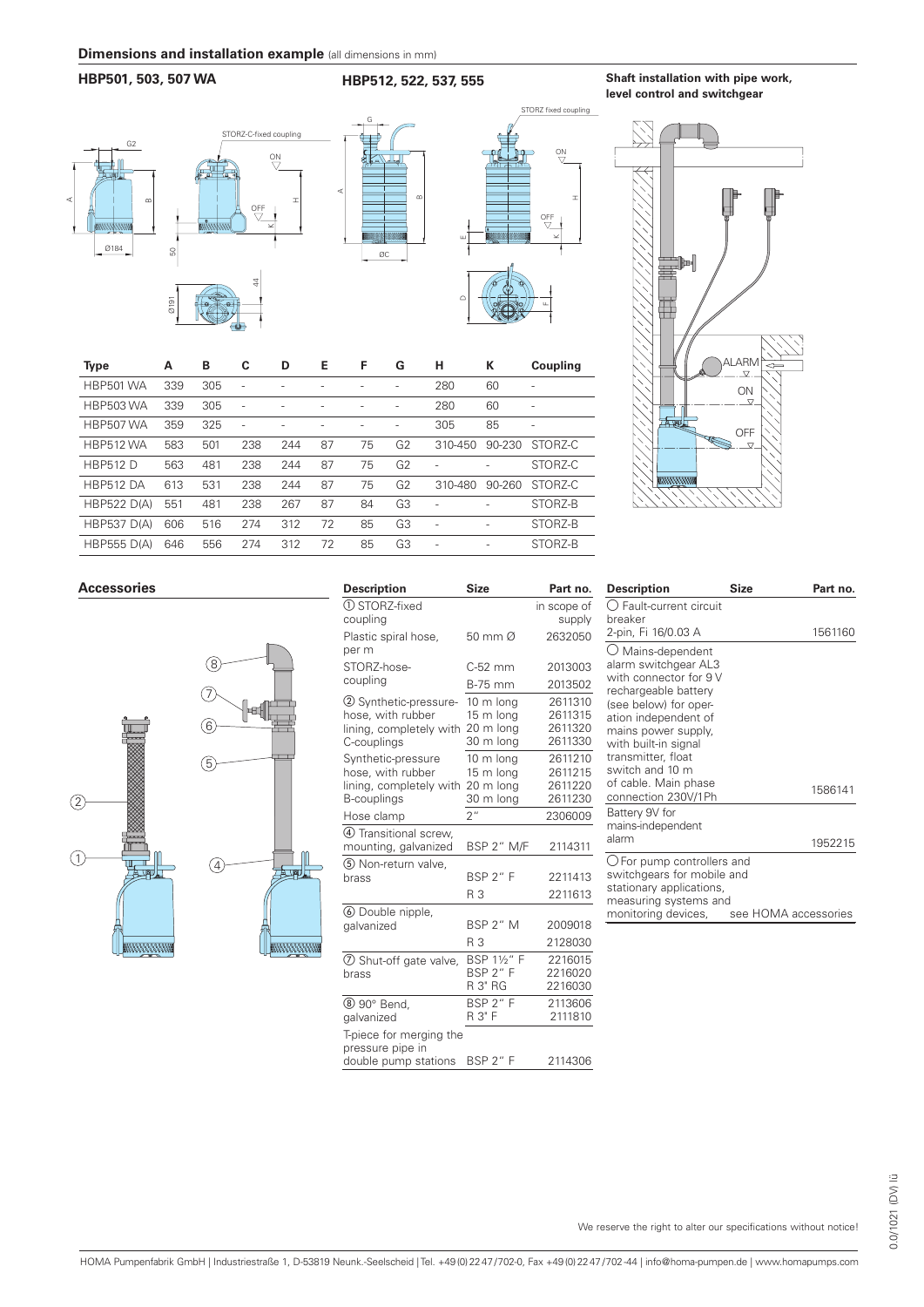## Dimensions and installation example (all dimensions in mm)

### HBP501, 503, 507 WA

### HBP512, 522, 537, 555

### Shaft installation with pipe work, level control and switchgear

| Type | A | B | C | D | E | F | G | H | K | Coupling |
|---|---|---|---|---|---|---|---|---|---|---|
| HBP501 WA | 339 | 305 | - | - | - | - | - | 280 | 60 | - |
| HBP503 WA | 339 | 305 | - | - | - | - | - | 280 | 60 | - |
| HBP507 WA | 359 | 325 | - | - | - | - | - | 305 | 85 | - |
| HBP512 WA | 583 | 501 | 238 | 244 | 87 | 75 | G2 | 310-450 | 90-230 | STORZ-C |
| HBP512 D | 563 | 481 | 238 | 244 | 87 | 75 | G2 | - | - | STORZ-C |
| HBP512 DA | 613 | 531 | 238 | 244 | 87 | 75 | G2 | 310-480 | 90-260 | STORZ-C |
| HBP522 D(A) | 551 | 481 | 238 | 267 | 87 | 84 | G3 | - | - | STORZ-B |
| HBP537 D(A) | 606 | 516 | 274 | 312 | 72 | 85 | G3 | - | - | STORZ-B |
| HBP555 D(A) | 646 | 556 | 274 | 312 | 72 | 85 | G3 | - | - | STORZ-B |

## Accessories

| Description | Size | Part no. |
|---|---|---|
| ① STORZ-fixed coupling | | in scope of supply |
| Plastic spiral hose, per m | 50 mm Ø | 2632050 |
| STORZ-hose-coupling | C-52 mm | 2013003 |
| | B-75 mm | 2013502 |
| ② Synthetic-pressure-hose, with rubber lining, completely with C-couplings | 10 m long | 2611310 |
| | 15 m long | 2611315 |
| | 20 m long | 2611320 |
| | 30 m long | 2611330 |
| Synthetic-pressure hose, with rubber lining, completely with B-couplings | 10 m long | 2611210 |
| | 15 m long | 2611215 |
| | 20 m long | 2611220 |
| | 30 m long | 2611230 |
| Hose clamp | 2" | 2306009 |
| ④ Transitional screw, mounting, galvanized | BSP 2" M/F | 2114311 |
| ⑤ Non-return valve, brass | BSP 2" F | 2211413 |
| | R 3 | 2211613 |
| ⑥ Double nipple, galvanized | BSP 2" M | 2009018 |
| | R 3 | 2128030 |
| ⑦ Shut-off gate valve, brass | BSP 1½" F | 2216015 |
| | BSP 2" F | 2216020 |
| | R 3" RG | 2216030 |
| ⑧ 90° Bend, galvanized | BSP 2" F | 2113606 |
| | R 3" F | 2111810 |
| T-piece for merging the pressure pipe in double pump stations | BSP 2" F | 2114306 |

| Description | Size | Part no. |
|---|---|---|
| ○ Fault-current circuit breaker 2-pin, Fi 16/0.03 A | | 1561160 |
| ○ Mains-dependent alarm switchgear AL3 with connector for 9 V rechargeable battery (see below) for operation independent of mains power supply, with built-in signal transmitter, float switch and 10 m of cable. Main phase connection 230V/1Ph | | 1586141 |
| Battery 9V for mains-independent alarm | | 1952215 |
| ○ For pump controllers and switchgears for mobile and stationary applications, measuring systems and monitoring devices, | see HOMA accessories | |

We reserve the right to alter our specifications without notice!

HOMA Pumpenfabrik GmbH | Industriestraße 1, D-53819 Neunk.-Seelscheid | Tel. +49 (0) 22 47/702-0, Fax +49 (0) 22 47/702-44 | info@homa-pumpen.de | www.homapumps.com